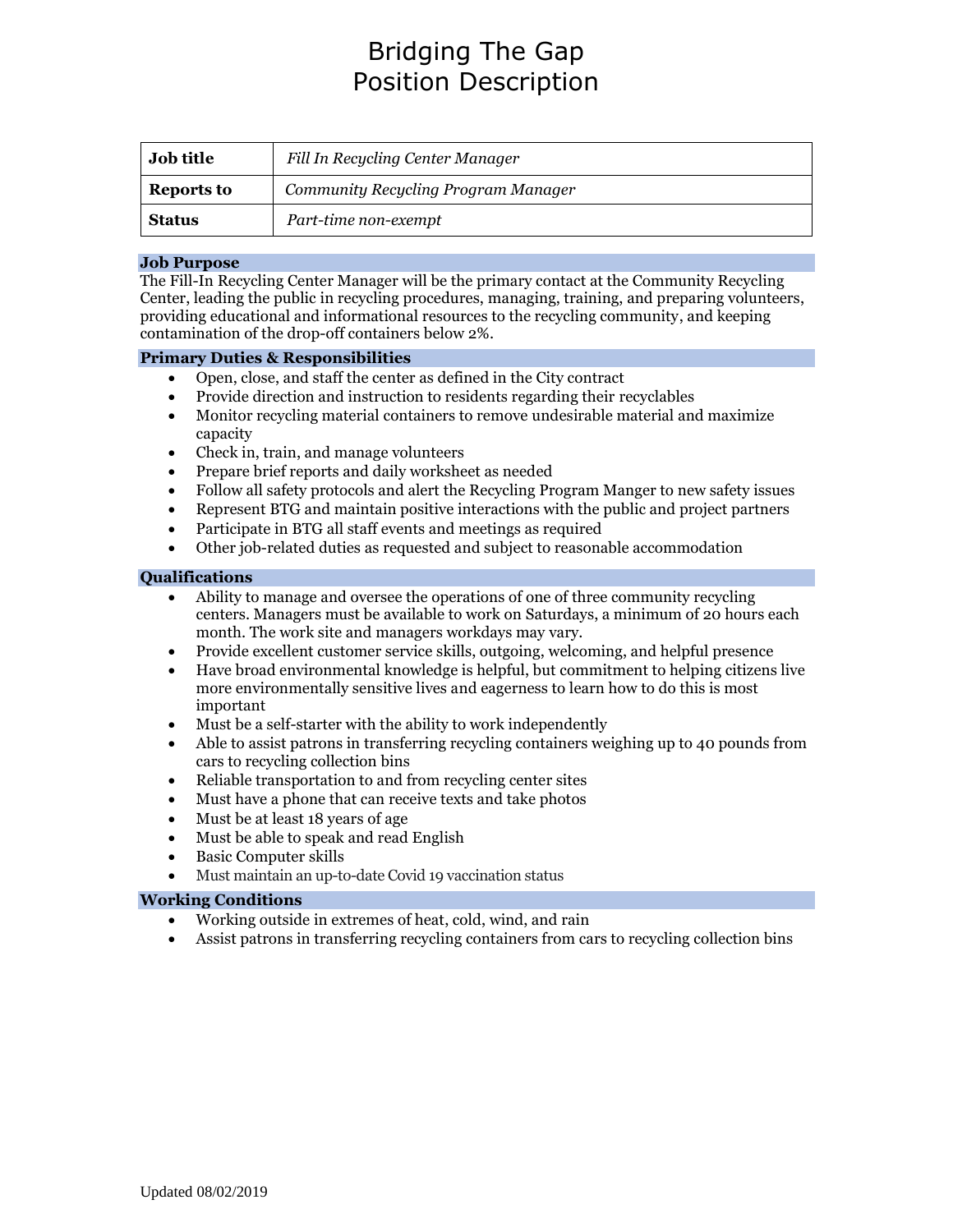# Bridging The Gap
# Position Description

| | |
|---|---|
| **Job title** | *Fill In Recycling Center Manager* |
| **Reports to** | *Community Recycling Program Manager* |
| **Status** | *Part-time non-exempt* |

## Job Purpose

The Fill-In Recycling Center Manager will be the primary contact at the Community Recycling Center, leading the public in recycling procedures, managing, training, and preparing volunteers, providing educational and informational resources to the recycling community, and keeping contamination of the drop-off containers below 2%.

## Primary Duties & Responsibilities

- Open, close, and staff the center as defined in the City contract
- Provide direction and instruction to residents regarding their recyclables
- Monitor recycling material containers to remove undesirable material and maximize capacity
- Check in, train, and manage volunteers
- Prepare brief reports and daily worksheet as needed
- Follow all safety protocols and alert the Recycling Program Manger to new safety issues
- Represent BTG and maintain positive interactions with the public and project partners
- Participate in BTG all staff events and meetings as required
- Other job-related duties as requested and subject to reasonable accommodation

## Qualifications

- Ability to manage and oversee the operations of one of three community recycling centers. Managers must be available to work on Saturdays, a minimum of 20 hours each month. The work site and managers workdays may vary.
- Provide excellent customer service skills, outgoing, welcoming, and helpful presence
- Have broad environmental knowledge is helpful, but commitment to helping citizens live more environmentally sensitive lives and eagerness to learn how to do this is most important
- Must be a self-starter with the ability to work independently
- Able to assist patrons in transferring recycling containers weighing up to 40 pounds from cars to recycling collection bins
- Reliable transportation to and from recycling center sites
- Must have a phone that can receive texts and take photos
- Must be at least 18 years of age
- Must be able to speak and read English
- Basic Computer skills
- Must maintain an up-to-date Covid 19 vaccination status

## Working Conditions

- Working outside in extremes of heat, cold, wind, and rain
- Assist patrons in transferring recycling containers from cars to recycling collection bins

Updated 08/02/2019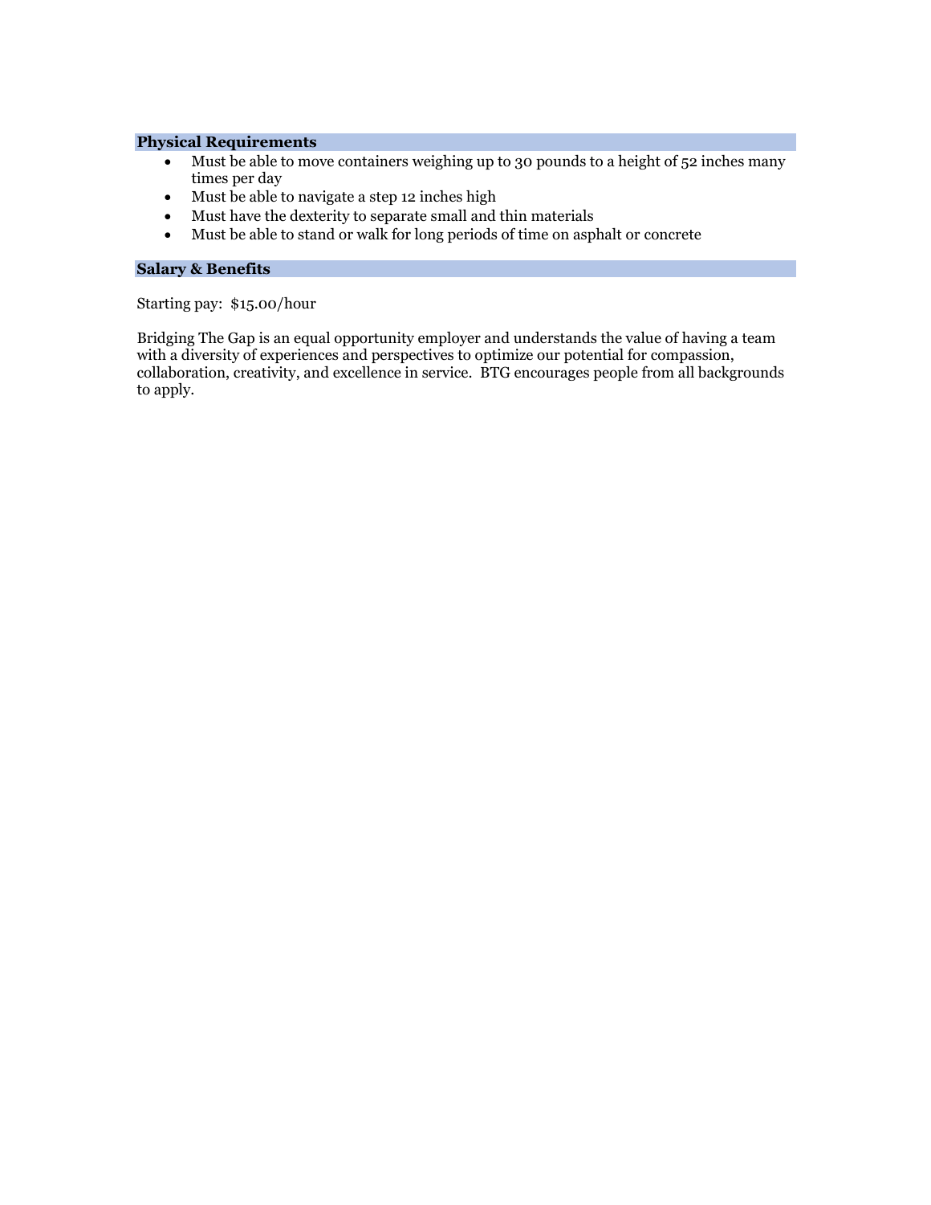## Physical Requirements

- Must be able to move containers weighing up to 30 pounds to a height of 52 inches many times per day
- Must be able to navigate a step 12 inches high
- Must have the dexterity to separate small and thin materials
- Must be able to stand or walk for long periods of time on asphalt or concrete

## Salary & Benefits

Starting pay: $15.00/hour

Bridging The Gap is an equal opportunity employer and understands the value of having a team with a diversity of experiences and perspectives to optimize our potential for compassion, collaboration, creativity, and excellence in service. BTG encourages people from all backgrounds to apply.